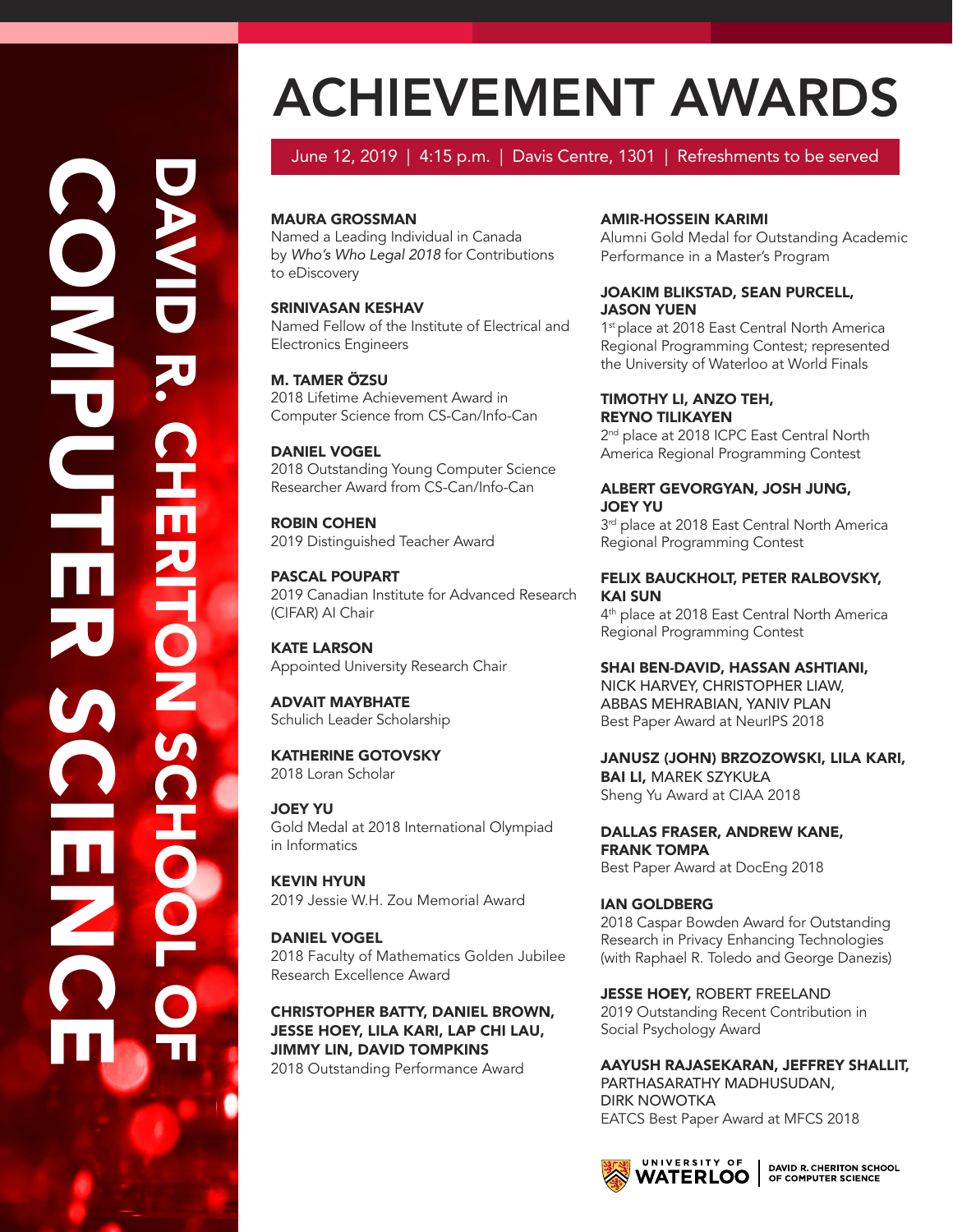# DAVID R. CHERITON SCHOOL OF COMPUTER SCIENCE

# ACHIEVEMENT AWARDS

June 12, 2019 | 4:15 p.m. | Davis Centre, 1301 | Refreshments to be served

**MAURA GROSSMAN**
Named a Leading Individual in Canada by *Who's Who Legal 2018* for Contributions to eDiscovery

**SRINIVASAN KESHAV**
Named Fellow of the Institute of Electrical and Electronics Engineers

**M. TAMER ÖZSU**
2018 Lifetime Achievement Award in Computer Science from CS-Can/Info-Can

**DANIEL VOGEL**
2018 Outstanding Young Computer Science Researcher Award from CS-Can/Info-Can

**ROBIN COHEN**
2019 Distinguished Teacher Award

**PASCAL POUPART**
2019 Canadian Institute for Advanced Research (CIFAR) AI Chair

**KATE LARSON**
Appointed University Research Chair

**ADVAIT MAYBHATE**
Schulich Leader Scholarship

**KATHERINE GOTOVSKY**
2018 Loran Scholar

**JOEY YU**
Gold Medal at 2018 International Olympiad in Informatics

**KEVIN HYUN**
2019 Jessie W.H. Zou Memorial Award

**DANIEL VOGEL**
2018 Faculty of Mathematics Golden Jubilee Research Excellence Award

**CHRISTOPHER BATTY, DANIEL BROWN, JESSE HOEY, LILA KARI, LAP CHI LAU, JIMMY LIN, DAVID TOMPKINS**
2018 Outstanding Performance Award

**AMIR-HOSSEIN KARIMI**
Alumni Gold Medal for Outstanding Academic Performance in a Master's Program

**JOAKIM BLIKSTAD, SEAN PURCELL, JASON YUEN**
1st place at 2018 East Central North America Regional Programming Contest; represented the University of Waterloo at World Finals

**TIMOTHY LI, ANZO TEH, REYNO TILIKAYEN**
2nd place at 2018 ICPC East Central North America Regional Programming Contest

**ALBERT GEVORGYAN, JOSH JUNG, JOEY YU**
3rd place at 2018 East Central North America Regional Programming Contest

**FELIX BAUCKHOLT, PETER RALBOVSKY, KAI SUN**
4th place at 2018 East Central North America Regional Programming Contest

**SHAI BEN-DAVID, HASSAN ASHTIANI,** NICK HARVEY, CHRISTOPHER LIAW, ABBAS MEHRABIAN, YANIV PLAN
Best Paper Award at NeurIPS 2018

**JANUSZ (JOHN) BRZOZOWSKI, LILA KARI, BAI LI,** MAREK SZYKUŁA
Sheng Yu Award at CIAA 2018

**DALLAS FRASER, ANDREW KANE, FRANK TOMPA**
Best Paper Award at DocEng 2018

**IAN GOLDBERG**
2018 Caspar Bowden Award for Outstanding Research in Privacy Enhancing Technologies (with Raphael R. Toledo and George Danezis)

**JESSE HOEY,** ROBERT FREELAND
2019 Outstanding Recent Contribution in Social Psychology Award

**AAYUSH RAJASEKARAN, JEFFREY SHALLIT,** PARTHASARATHY MADHUSUDAN, DIRK NOWOTKA
EATCS Best Paper Award at MFCS 2018

UNIVERSITY OF WATERLOO | DAVID R. CHERITON SCHOOL OF COMPUTER SCIENCE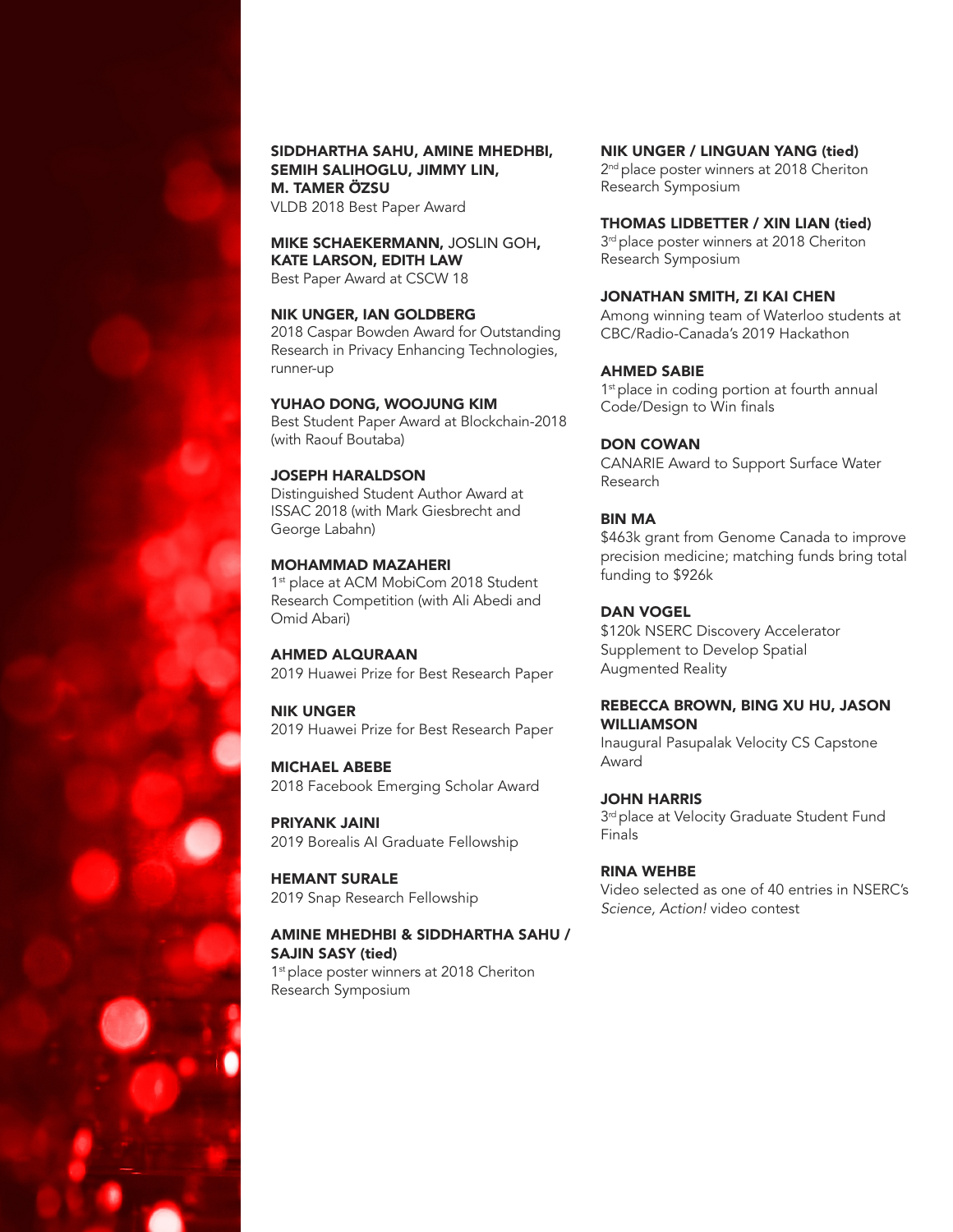**SIDDHARTHA SAHU, AMINE MHEDHBI, SEMIH SALIHOGLU, JIMMY LIN, M. TAMER ÖZSU**
VLDB 2018 Best Paper Award

**MIKE SCHAEKERMANN,** JOSLIN GOH**, KATE LARSON, EDITH LAW**
Best Paper Award at CSCW 18

**NIK UNGER, IAN GOLDBERG**
2018 Caspar Bowden Award for Outstanding Research in Privacy Enhancing Technologies, runner-up

**YUHAO DONG, WOOJUNG KIM**
Best Student Paper Award at Blockchain-2018 (with Raouf Boutaba)

**JOSEPH HARALDSON**
Distinguished Student Author Award at ISSAC 2018 (with Mark Giesbrecht and George Labahn)

**MOHAMMAD MAZAHERI**
1st place at ACM MobiCom 2018 Student Research Competition (with Ali Abedi and Omid Abari)

**AHMED ALQURAAN**
2019 Huawei Prize for Best Research Paper

**NIK UNGER**
2019 Huawei Prize for Best Research Paper

**MICHAEL ABEBE**
2018 Facebook Emerging Scholar Award

**PRIYANK JAINI**
2019 Borealis AI Graduate Fellowship

**HEMANT SURALE**
2019 Snap Research Fellowship

**AMINE MHEDHBI & SIDDHARTHA SAHU / SAJIN SASY (tied)**
1st place poster winners at 2018 Cheriton Research Symposium

**NIK UNGER / LINGUAN YANG (tied)**
2nd place poster winners at 2018 Cheriton Research Symposium

**THOMAS LIDBETTER / XIN LIAN (tied)**
3rd place poster winners at 2018 Cheriton Research Symposium

**JONATHAN SMITH, ZI KAI CHEN**
Among winning team of Waterloo students at CBC/Radio-Canada's 2019 Hackathon

**AHMED SABIE**
1st place in coding portion at fourth annual Code/Design to Win finals

**DON COWAN**
CANARIE Award to Support Surface Water Research

**BIN MA**
$463k grant from Genome Canada to improve precision medicine; matching funds bring total funding to $926k

**DAN VOGEL**
$120k NSERC Discovery Accelerator Supplement to Develop Spatial Augmented Reality

**REBECCA BROWN, BING XU HU, JASON WILLIAMSON**
Inaugural Pasupalak Velocity CS Capstone Award

**JOHN HARRIS**
3rd place at Velocity Graduate Student Fund Finals

**RINA WEHBE**
Video selected as one of 40 entries in NSERC's *Science, Action!* video contest